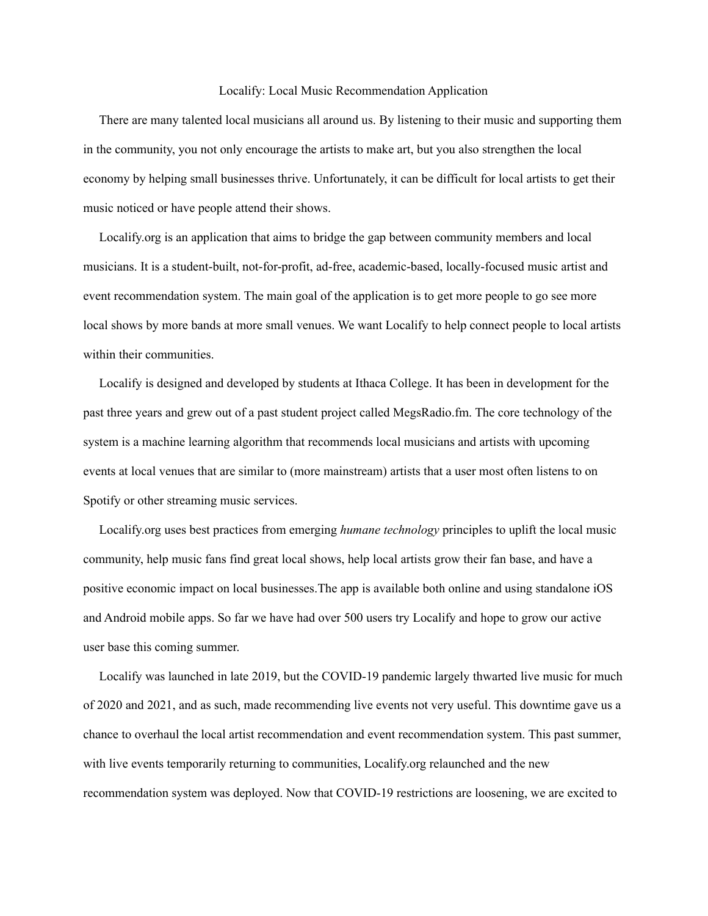# Localify: Local Music Recommendation Application

There are many talented local musicians all around us. By listening to their music and supporting them in the community, you not only encourage the artists to make art, but you also strengthen the local economy by helping small businesses thrive. Unfortunately, it can be difficult for local artists to get their music noticed or have people attend their shows.

Localify.org is an application that aims to bridge the gap between community members and local musicians. It is a student-built, not-for-profit, ad-free, academic-based, locally-focused music artist and event recommendation system. The main goal of the application is to get more people to go see more local shows by more bands at more small venues. We want Localify to help connect people to local artists within their communities.

Localify is designed and developed by students at Ithaca College. It has been in development for the past three years and grew out of a past student project called MegsRadio.fm. The core technology of the system is a machine learning algorithm that recommends local musicians and artists with upcoming events at local venues that are similar to (more mainstream) artists that a user most often listens to on Spotify or other streaming music services.

Localify.org uses best practices from emerging *humane technology* principles to uplift the local music community, help music fans find great local shows, help local artists grow their fan base, and have a positive economic impact on local businesses.The app is available both online and using standalone iOS and Android mobile apps. So far we have had over 500 users try Localify and hope to grow our active user base this coming summer.

Localify was launched in late 2019, but the COVID-19 pandemic largely thwarted live music for much of 2020 and 2021, and as such, made recommending live events not very useful. This downtime gave us a chance to overhaul the local artist recommendation and event recommendation system. This past summer, with live events temporarily returning to communities, Localify.org relaunched and the new recommendation system was deployed. Now that COVID-19 restrictions are loosening, we are excited to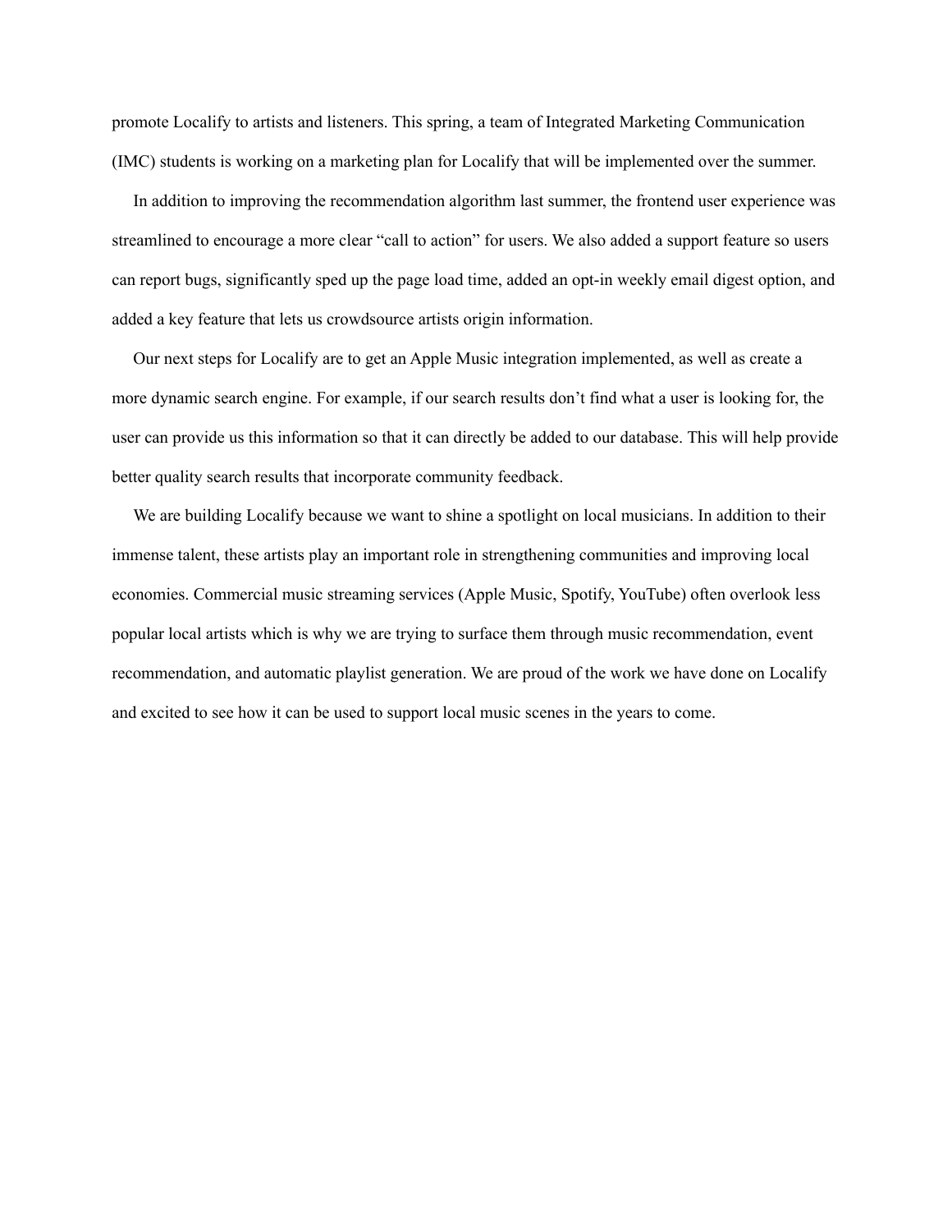promote Localify to artists and listeners. This spring, a team of Integrated Marketing Communication (IMC) students is working on a marketing plan for Localify that will be implemented over the summer.

In addition to improving the recommendation algorithm last summer, the frontend user experience was streamlined to encourage a more clear "call to action" for users. We also added a support feature so users can report bugs, significantly sped up the page load time, added an opt-in weekly email digest option, and added a key feature that lets us crowdsource artists origin information.

Our next steps for Localify are to get an Apple Music integration implemented, as well as create a more dynamic search engine. For example, if our search results don't find what a user is looking for, the user can provide us this information so that it can directly be added to our database. This will help provide better quality search results that incorporate community feedback.

We are building Localify because we want to shine a spotlight on local musicians. In addition to their immense talent, these artists play an important role in strengthening communities and improving local economies. Commercial music streaming services (Apple Music, Spotify, YouTube) often overlook less popular local artists which is why we are trying to surface them through music recommendation, event recommendation, and automatic playlist generation. We are proud of the work we have done on Localify and excited to see how it can be used to support local music scenes in the years to come.